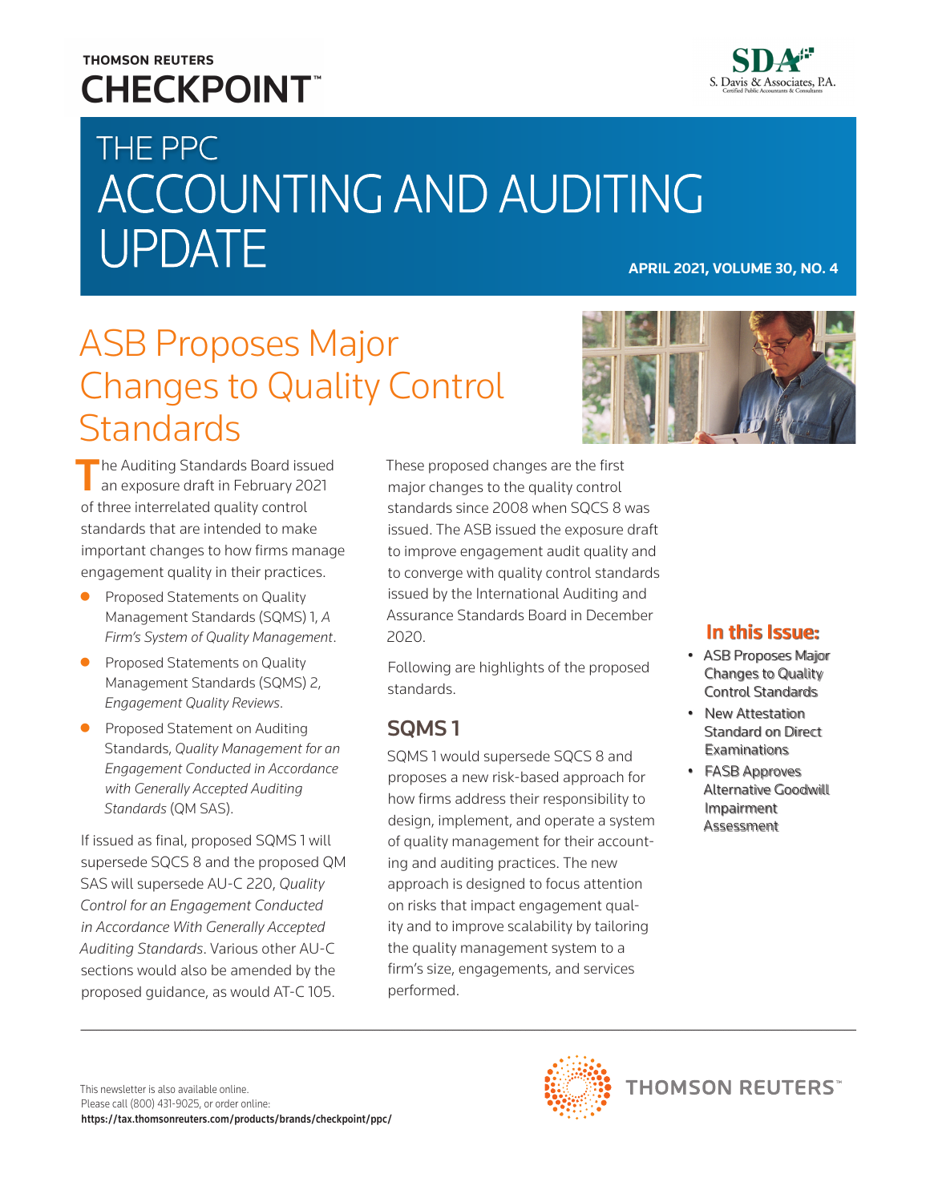THOMSON REUTERS
CHECKPOINT™

SDA S. Davis & Associates, P.A. Certified Public Accountants & Consultants

# THE PPC ACCOUNTING AND AUDITING UPDATE

**APRIL 2021, VOLUME 30, NO. 4**

## ASB Proposes Major Changes to Quality Control Standards

The Auditing Standards Board issued an exposure draft in February 2021 of three interrelated quality control standards that are intended to make important changes to how firms manage engagement quality in their practices.

- Proposed Statements on Quality Management Standards (SQMS) 1, *A Firm's System of Quality Management*.
- Proposed Statements on Quality Management Standards (SQMS) 2, *Engagement Quality Reviews*.
- Proposed Statement on Auditing Standards, *Quality Management for an Engagement Conducted in Accordance with Generally Accepted Auditing Standards* (QM SAS).

If issued as final, proposed SQMS 1 will supersede SQCS 8 and the proposed QM SAS will supersede AU-C 220, *Quality Control for an Engagement Conducted in Accordance With Generally Accepted Auditing Standards*. Various other AU-C sections would also be amended by the proposed guidance, as would AT-C 105.

These proposed changes are the first major changes to the quality control standards since 2008 when SQCS 8 was issued. The ASB issued the exposure draft to improve engagement audit quality and to converge with quality control standards issued by the International Auditing and Assurance Standards Board in December 2020.

Following are highlights of the proposed standards.

### SQMS 1

SQMS 1 would supersede SQCS 8 and proposes a new risk-based approach for how firms address their responsibility to design, implement, and operate a system of quality management for their accounting and auditing practices. The new approach is designed to focus attention on risks that impact engagement quality and to improve scalability by tailoring the quality management system to a firm's size, engagements, and services performed.

**In this Issue:**

- ASB Proposes Major Changes to Quality Control Standards
- New Attestation Standard on Direct Examinations
- FASB Approves Alternative Goodwill Impairment Assessment

This newsletter is also available online.
Please call (800) 431-9025, or order online:
**https://tax.thomsonreuters.com/products/brands/checkpoint/ppc/**

THOMSON REUTERS™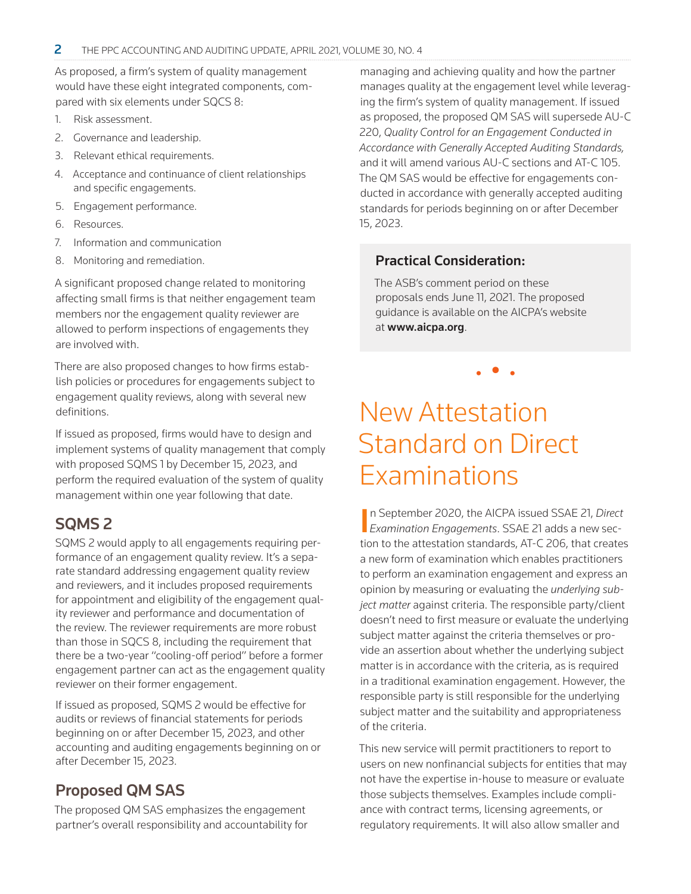As proposed, a firm's system of quality management would have these eight integrated components, compared with six elements under SQCS 8:

1. Risk assessment.
2. Governance and leadership.
3. Relevant ethical requirements.
4. Acceptance and continuance of client relationships and specific engagements.
5. Engagement performance.
6. Resources.
7. Information and communication
8. Monitoring and remediation.

A significant proposed change related to monitoring affecting small firms is that neither engagement team members nor the engagement quality reviewer are allowed to perform inspections of engagements they are involved with.

There are also proposed changes to how firms establish policies or procedures for engagements subject to engagement quality reviews, along with several new definitions.

If issued as proposed, firms would have to design and implement systems of quality management that comply with proposed SQMS 1 by December 15, 2023, and perform the required evaluation of the system of quality management within one year following that date.

## SQMS 2

SQMS 2 would apply to all engagements requiring performance of an engagement quality review. It's a separate standard addressing engagement quality review and reviewers, and it includes proposed requirements for appointment and eligibility of the engagement quality reviewer and performance and documentation of the review. The reviewer requirements are more robust than those in SQCS 8, including the requirement that there be a two-year "cooling-off period" before a former engagement partner can act as the engagement quality reviewer on their former engagement.

If issued as proposed, SQMS 2 would be effective for audits or reviews of financial statements for periods beginning on or after December 15, 2023, and other accounting and auditing engagements beginning on or after December 15, 2023.

## Proposed QM SAS

The proposed QM SAS emphasizes the engagement partner's overall responsibility and accountability for managing and achieving quality and how the partner manages quality at the engagement level while leveraging the firm's system of quality management. If issued as proposed, the proposed QM SAS will supersede AU-C 220, *Quality Control for an Engagement Conducted in Accordance with Generally Accepted Auditing Standards,* and it will amend various AU-C sections and AT-C 105. The QM SAS would be effective for engagements conducted in accordance with generally accepted auditing standards for periods beginning on or after December 15, 2023.

### Practical Consideration:

The ASB's comment period on these proposals ends June 11, 2021. The proposed guidance is available on the AICPA's website at **www.aicpa.org**.

# New Attestation Standard on Direct Examinations

In September 2020, the AICPA issued SSAE 21, *Direct Examination Engagements*. SSAE 21 adds a new section to the attestation standards, AT-C 206, that creates a new form of examination which enables practitioners to perform an examination engagement and express an opinion by measuring or evaluating the *underlying subject matter* against criteria. The responsible party/client doesn't need to first measure or evaluate the underlying subject matter against the criteria themselves or provide an assertion about whether the underlying subject matter is in accordance with the criteria, as is required in a traditional examination engagement. However, the responsible party is still responsible for the underlying subject matter and the suitability and appropriateness of the criteria.

This new service will permit practitioners to report to users on new nonfinancial subjects for entities that may not have the expertise in-house to measure or evaluate those subjects themselves. Examples include compliance with contract terms, licensing agreements, or regulatory requirements. It will also allow smaller and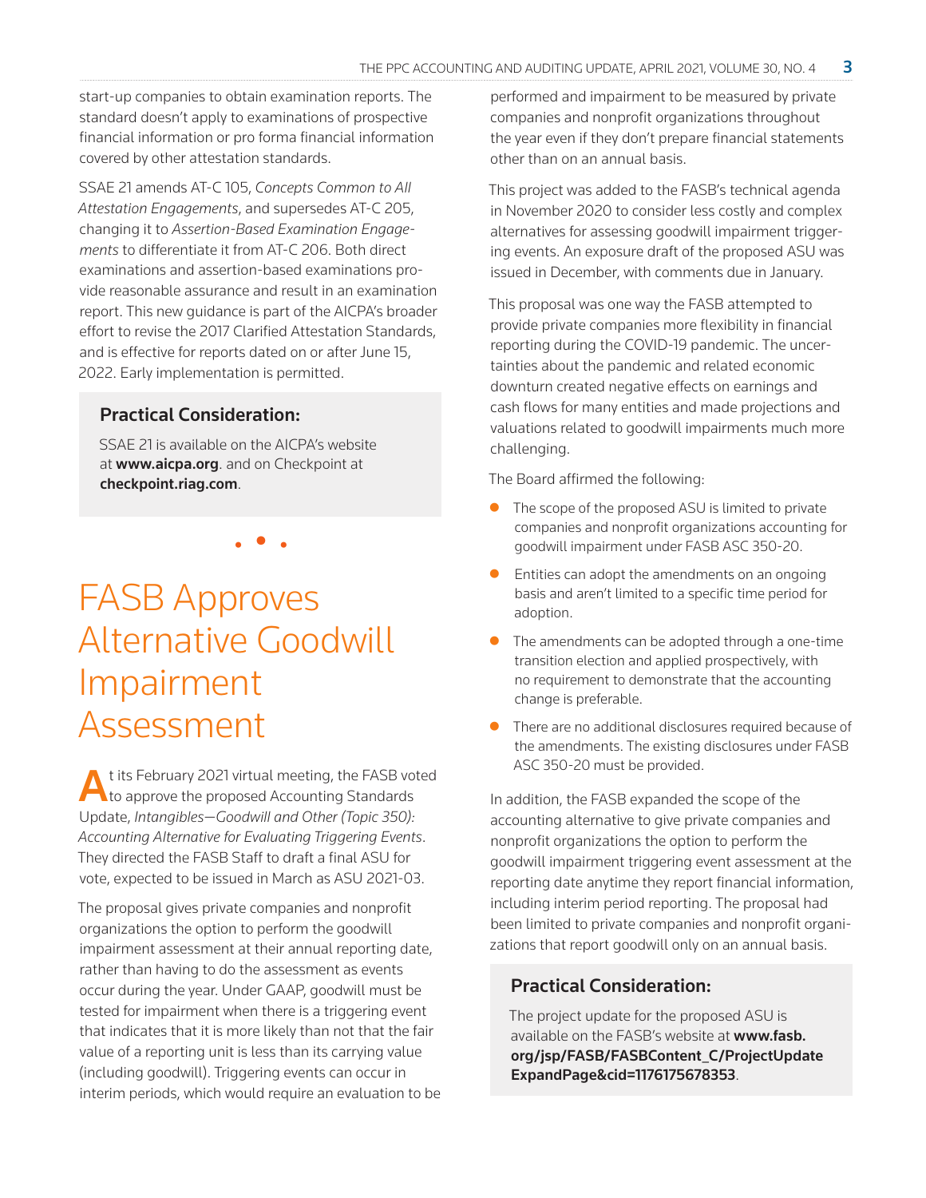start-up companies to obtain examination reports. The standard doesn't apply to examinations of prospective financial information or pro forma financial information covered by other attestation standards.

SSAE 21 amends AT-C 105, *Concepts Common to All Attestation Engagements*, and supersedes AT-C 205, changing it to *Assertion-Based Examination Engagements* to differentiate it from AT-C 206. Both direct examinations and assertion-based examinations provide reasonable assurance and result in an examination report. This new guidance is part of the AICPA's broader effort to revise the 2017 Clarified Attestation Standards, and is effective for reports dated on or after June 15, 2022. Early implementation is permitted.

### Practical Consideration:

SSAE 21 is available on the AICPA's website at **www.aicpa.org**. and on Checkpoint at **checkpoint.riag.com**.

# FASB Approves Alternative Goodwill Impairment Assessment

At its February 2021 virtual meeting, the FASB voted to approve the proposed Accounting Standards Update, *Intangibles—Goodwill and Other (Topic 350): Accounting Alternative for Evaluating Triggering Events*. They directed the FASB Staff to draft a final ASU for vote, expected to be issued in March as ASU 2021-03.

The proposal gives private companies and nonprofit organizations the option to perform the goodwill impairment assessment at their annual reporting date, rather than having to do the assessment as events occur during the year. Under GAAP, goodwill must be tested for impairment when there is a triggering event that indicates that it is more likely than not that the fair value of a reporting unit is less than its carrying value (including goodwill). Triggering events can occur in interim periods, which would require an evaluation to be performed and impairment to be measured by private companies and nonprofit organizations throughout the year even if they don't prepare financial statements other than on an annual basis.

This project was added to the FASB's technical agenda in November 2020 to consider less costly and complex alternatives for assessing goodwill impairment triggering events. An exposure draft of the proposed ASU was issued in December, with comments due in January.

This proposal was one way the FASB attempted to provide private companies more flexibility in financial reporting during the COVID-19 pandemic. The uncertainties about the pandemic and related economic downturn created negative effects on earnings and cash flows for many entities and made projections and valuations related to goodwill impairments much more challenging.

The Board affirmed the following:

- The scope of the proposed ASU is limited to private companies and nonprofit organizations accounting for goodwill impairment under FASB ASC 350-20.
- Entities can adopt the amendments on an ongoing basis and aren't limited to a specific time period for adoption.
- The amendments can be adopted through a one-time transition election and applied prospectively, with no requirement to demonstrate that the accounting change is preferable.
- There are no additional disclosures required because of the amendments. The existing disclosures under FASB ASC 350-20 must be provided.

In addition, the FASB expanded the scope of the accounting alternative to give private companies and nonprofit organizations the option to perform the goodwill impairment triggering event assessment at the reporting date anytime they report financial information, including interim period reporting. The proposal had been limited to private companies and nonprofit organizations that report goodwill only on an annual basis.

### Practical Consideration:

The project update for the proposed ASU is available on the FASB's website at **www.fasb.org/jsp/FASB/FASBContent_C/ProjectUpdateExpandPage&cid=1176175678353**.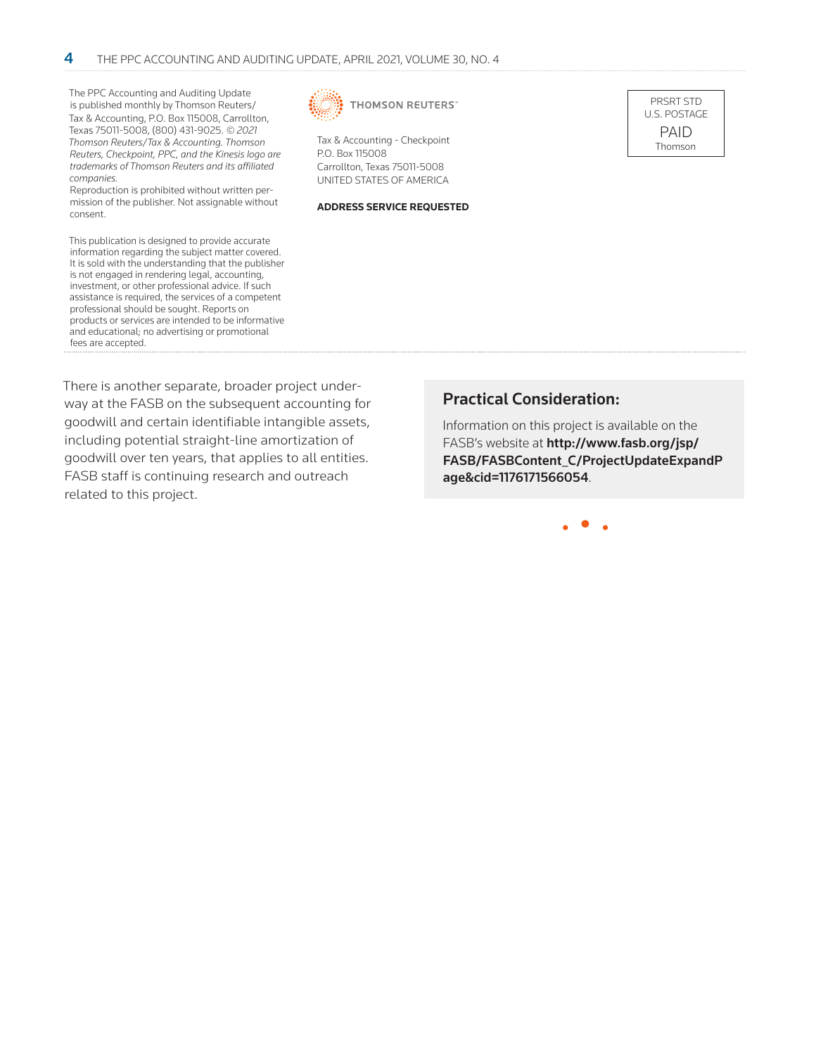The PPC Accounting and Auditing Update is published monthly by Thomson Reuters/ Tax & Accounting, P.O. Box 115008, Carrollton, Texas 75011-5008, (800) 431-9025. *© 2021 Thomson Reuters/Tax & Accounting. Thomson Reuters, Checkpoint, PPC, and the Kinesis logo are trademarks of Thomson Reuters and its affiliated companies.*
Reproduction is prohibited without written permission of the publisher. Not assignable without consent.

This publication is designed to provide accurate information regarding the subject matter covered. It is sold with the understanding that the publisher is not engaged in rendering legal, accounting, investment, or other professional advice. If such assistance is required, the services of a competent professional should be sought. Reports on products or services are intended to be informative and educational; no advertising or promotional fees are accepted.

THOMSON REUTERS™

Tax & Accounting - Checkpoint
P.O. Box 115008
Carrollton, Texas 75011-5008
UNITED STATES OF AMERICA

**ADDRESS SERVICE REQUESTED**

PRSRT STD
U.S. POSTAGE
PAID
Thomson

There is another separate, broader project underway at the FASB on the subsequent accounting for goodwill and certain identifiable intangible assets, including potential straight-line amortization of goodwill over ten years, that applies to all entities. FASB staff is continuing research and outreach related to this project.

### Practical Consideration:

Information on this project is available on the FASB's website at **http://www.fasb.org/jsp/FASB/FASBContent_C/ProjectUpdateExpandPage&cid=1176171566054**.